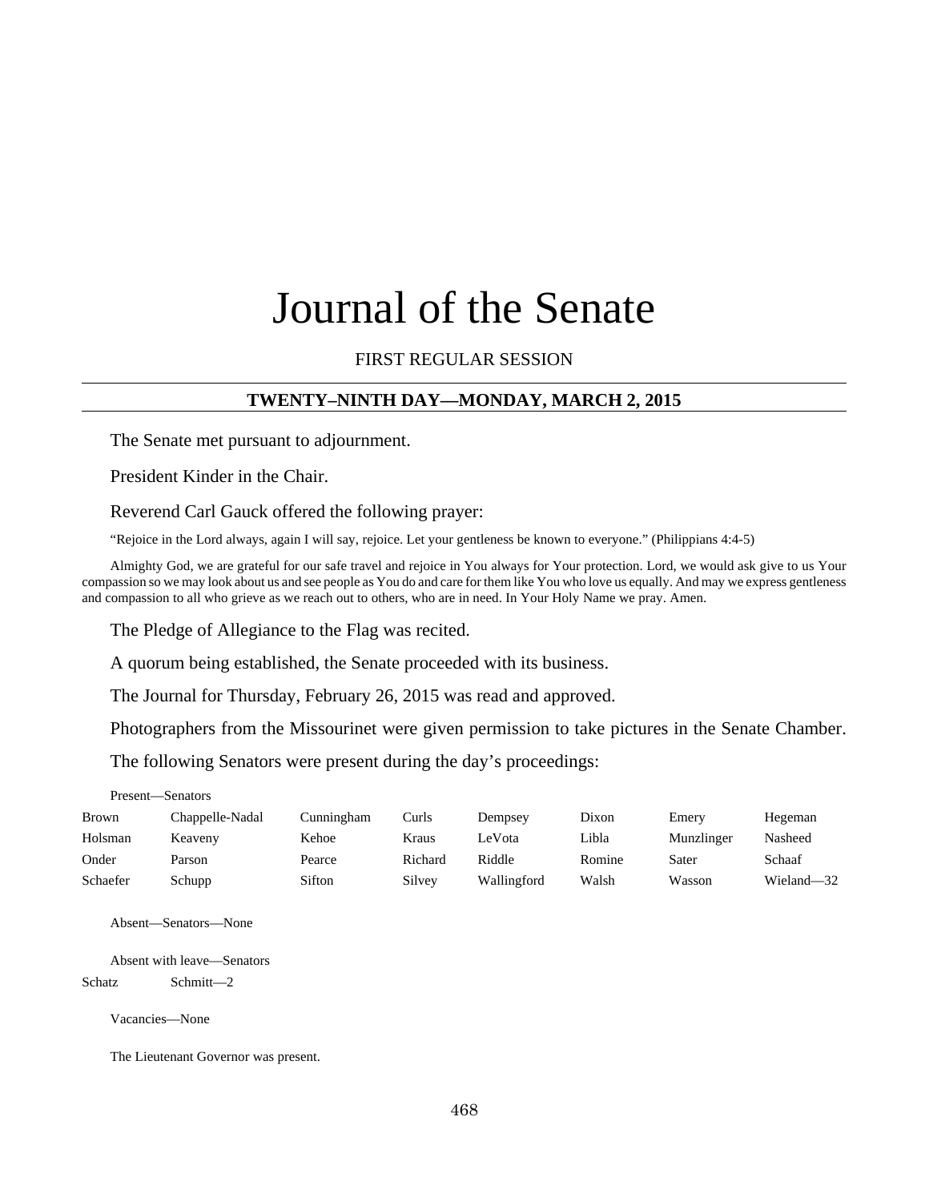# Journal of the Senate

FIRST REGULAR SESSION

## TWENTY–NINTH DAY—MONDAY, MARCH 2, 2015

The Senate met pursuant to adjournment.

President Kinder in the Chair.

Reverend Carl Gauck offered the following prayer:

"Rejoice in the Lord always, again I will say, rejoice. Let your gentleness be known to everyone." (Philippians 4:4-5)

Almighty God, we are grateful for our safe travel and rejoice in You always for Your protection. Lord, we would ask give to us Your compassion so we may look about us and see people as You do and care for them like You who love us equally. And may we express gentleness and compassion to all who grieve as we reach out to others, who are in need. In Your Holy Name we pray. Amen.

The Pledge of Allegiance to the Flag was recited.

A quorum being established, the Senate proceeded with its business.

The Journal for Thursday, February 26, 2015 was read and approved.

Photographers from the Missourinet were given permission to take pictures in the Senate Chamber.

The following Senators were present during the day's proceedings:

Present—Senators

| | | | | | | | |
|---|---|---|---|---|---|---|---|
| Brown | Chappelle-Nadal | Cunningham | Curls | Dempsey | Dixon | Emery | Hegeman |
| Holsman | Keaveny | Kehoe | Kraus | LeVota | Libla | Munzlinger | Nasheed |
| Onder | Parson | Pearce | Richard | Riddle | Romine | Sater | Schaaf |
| Schaefer | Schupp | Sifton | Silvey | Wallingford | Walsh | Wasson | Wieland—32 |

Absent—Senators—None

Absent with leave—Senators

| | |
|---|---|
| Schatz | Schmitt—2 |

Vacancies—None

The Lieutenant Governor was present.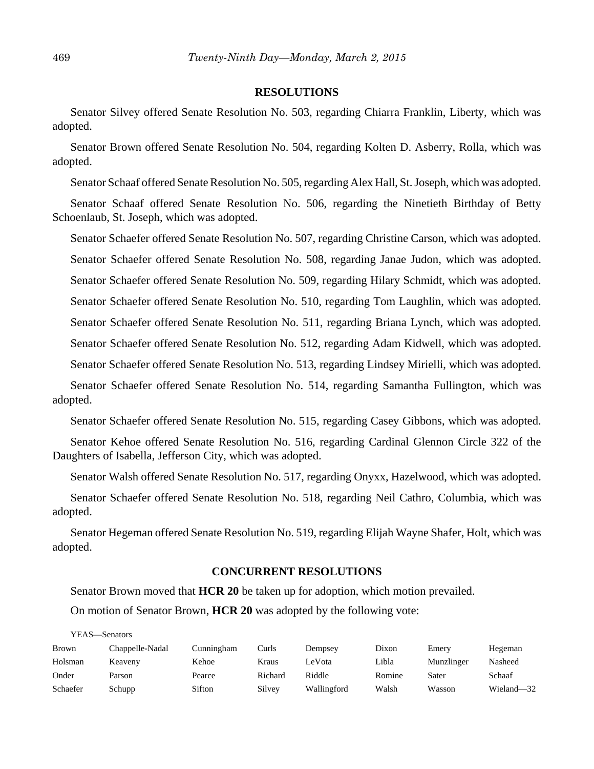## RESOLUTIONS

Senator Silvey offered Senate Resolution No. 503, regarding Chiarra Franklin, Liberty, which was adopted.

Senator Brown offered Senate Resolution No. 504, regarding Kolten D. Asberry, Rolla, which was adopted.

Senator Schaaf offered Senate Resolution No. 505, regarding Alex Hall, St. Joseph, which was adopted.

Senator Schaaf offered Senate Resolution No. 506, regarding the Ninetieth Birthday of Betty Schoenlaub, St. Joseph, which was adopted.

Senator Schaefer offered Senate Resolution No. 507, regarding Christine Carson, which was adopted.

Senator Schaefer offered Senate Resolution No. 508, regarding Janae Judon, which was adopted.

Senator Schaefer offered Senate Resolution No. 509, regarding Hilary Schmidt, which was adopted.

Senator Schaefer offered Senate Resolution No. 510, regarding Tom Laughlin, which was adopted.

Senator Schaefer offered Senate Resolution No. 511, regarding Briana Lynch, which was adopted.

Senator Schaefer offered Senate Resolution No. 512, regarding Adam Kidwell, which was adopted.

Senator Schaefer offered Senate Resolution No. 513, regarding Lindsey Mirielli, which was adopted.

Senator Schaefer offered Senate Resolution No. 514, regarding Samantha Fullington, which was adopted.

Senator Schaefer offered Senate Resolution No. 515, regarding Casey Gibbons, which was adopted.

Senator Kehoe offered Senate Resolution No. 516, regarding Cardinal Glennon Circle 322 of the Daughters of Isabella, Jefferson City, which was adopted.

Senator Walsh offered Senate Resolution No. 517, regarding Onyxx, Hazelwood, which was adopted.

Senator Schaefer offered Senate Resolution No. 518, regarding Neil Cathro, Columbia, which was adopted.

Senator Hegeman offered Senate Resolution No. 519, regarding Elijah Wayne Shafer, Holt, which was adopted.

## CONCURRENT RESOLUTIONS

Senator Brown moved that **HCR 20** be taken up for adoption, which motion prevailed.

On motion of Senator Brown, **HCR 20** was adopted by the following vote:

YEAS—Senators

| | | | | | | | |
|---|---|---|---|---|---|---|---|
| Brown | Chappelle-Nadal | Cunningham | Curls | Dempsey | Dixon | Emery | Hegeman |
| Holsman | Keaveny | Kehoe | Kraus | LeVota | Libla | Munzlinger | Nasheed |
| Onder | Parson | Pearce | Richard | Riddle | Romine | Sater | Schaaf |
| Schaefer | Schupp | Sifton | Silvey | Wallingford | Walsh | Wasson | Wieland—32 |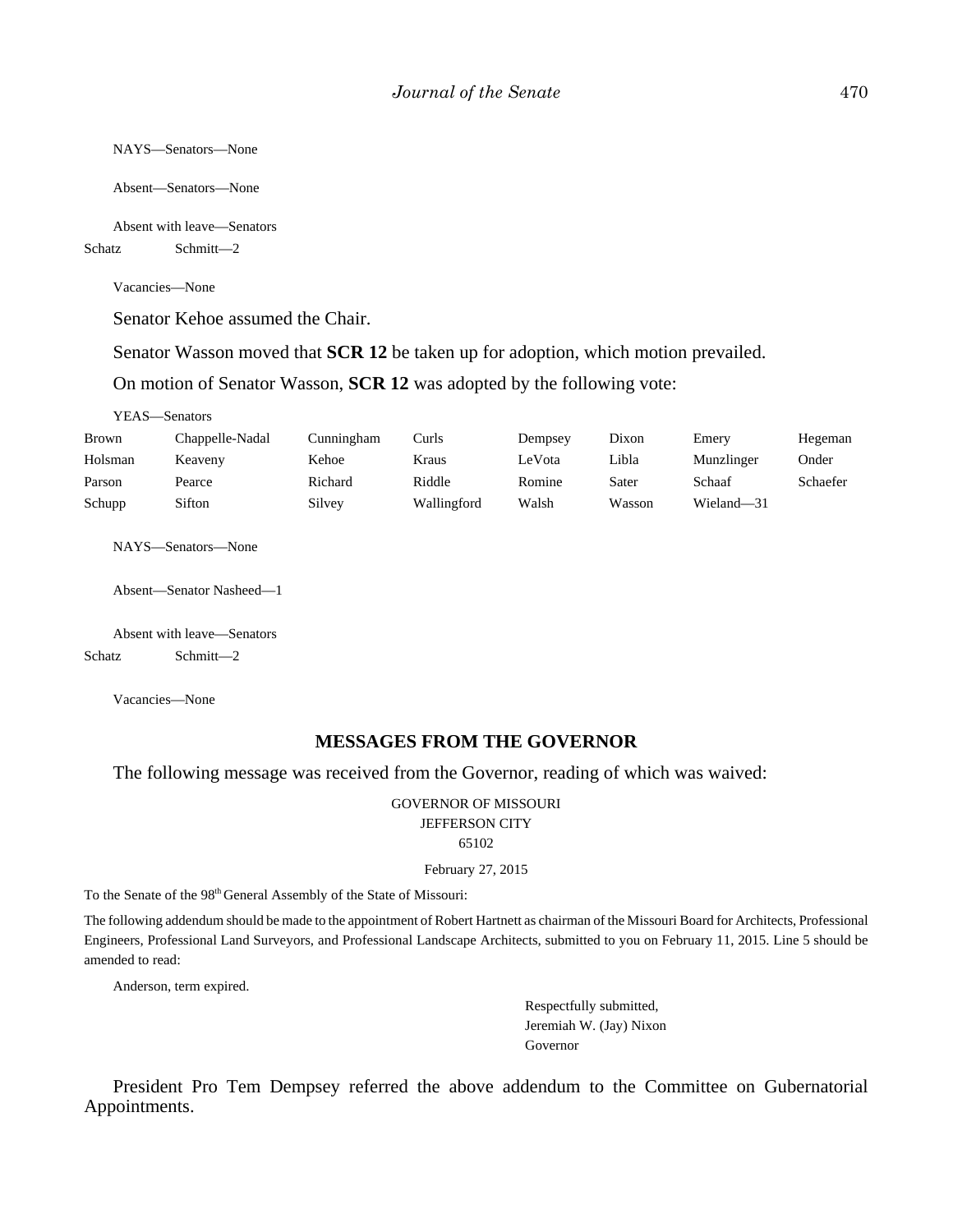NAYS—Senators—None

Absent—Senators—None

Absent with leave—Senators

| | |
|---|---|
| Schatz | Schmitt—2 |

Vacancies—None

Senator Kehoe assumed the Chair.

Senator Wasson moved that **SCR 12** be taken up for adoption, which motion prevailed.

On motion of Senator Wasson, **SCR 12** was adopted by the following vote:

YEAS—Senators

| | | | | | | | |
|---|---|---|---|---|---|---|---|
| Brown | Chappelle-Nadal | Cunningham | Curls | Dempsey | Dixon | Emery | Hegeman |
| Holsman | Keaveny | Kehoe | Kraus | LeVota | Libla | Munzlinger | Onder |
| Parson | Pearce | Richard | Riddle | Romine | Sater | Schaaf | Schaefer |
| Schupp | Sifton | Silvey | Wallingford | Walsh | Wasson | Wieland—31 | |

NAYS—Senators—None

Absent—Senator Nasheed—1

Absent with leave—Senators

| | |
|---|---|
| Schatz | Schmitt—2 |

Vacancies—None

## MESSAGES FROM THE GOVERNOR

The following message was received from the Governor, reading of which was waived:

GOVERNOR OF MISSOURI
JEFFERSON CITY
65102

February 27, 2015

To the Senate of the 98th General Assembly of the State of Missouri:

The following addendum should be made to the appointment of Robert Hartnett as chairman of the Missouri Board for Architects, Professional Engineers, Professional Land Surveyors, and Professional Landscape Architects, submitted to you on February 11, 2015. Line 5 should be amended to read:

Anderson, term expired.

Respectfully submitted,
Jeremiah W. (Jay) Nixon
Governor

President Pro Tem Dempsey referred the above addendum to the Committee on Gubernatorial Appointments.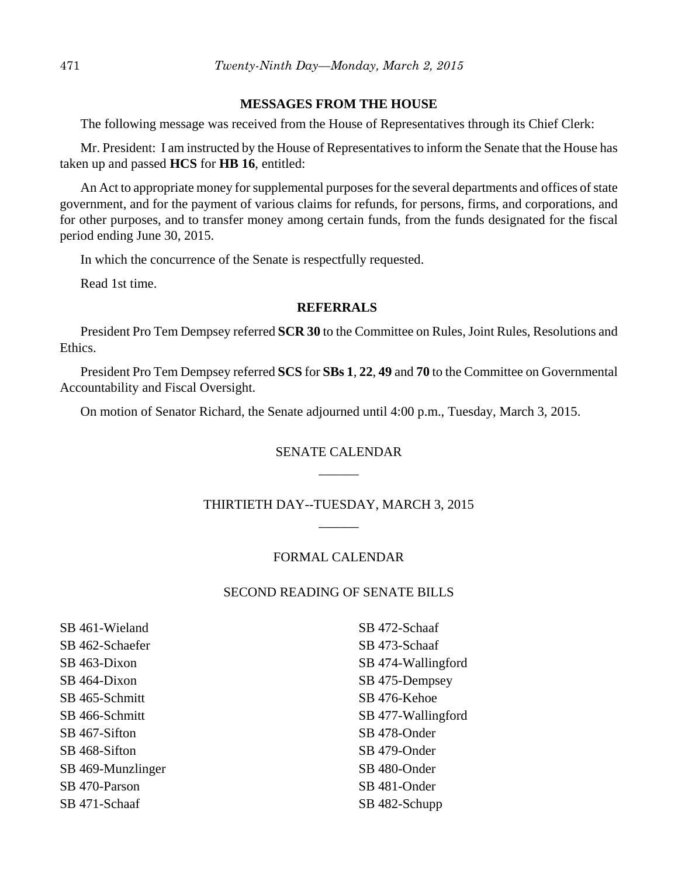## MESSAGES FROM THE HOUSE

The following message was received from the House of Representatives through its Chief Clerk:

Mr. President: I am instructed by the House of Representatives to inform the Senate that the House has taken up and passed **HCS** for **HB 16**, entitled:

An Act to appropriate money for supplemental purposes for the several departments and offices of state government, and for the payment of various claims for refunds, for persons, firms, and corporations, and for other purposes, and to transfer money among certain funds, from the funds designated for the fiscal period ending June 30, 2015.

In which the concurrence of the Senate is respectfully requested.

Read 1st time.

## REFERRALS

President Pro Tem Dempsey referred **SCR 30** to the Committee on Rules, Joint Rules, Resolutions and Ethics.

President Pro Tem Dempsey referred **SCS** for **SBs 1**, **22**, **49** and **70** to the Committee on Governmental Accountability and Fiscal Oversight.

On motion of Senator Richard, the Senate adjourned until 4:00 p.m., Tuesday, March 3, 2015.

## SENATE CALENDAR

______

## THIRTIETH DAY--TUESDAY, MARCH 3, 2015

______

## FORMAL CALENDAR

### SECOND READING OF SENATE BILLS

SB 461-Wieland
SB 462-Schaefer
SB 463-Dixon
SB 464-Dixon
SB 465-Schmitt
SB 466-Schmitt
SB 467-Sifton
SB 468-Sifton
SB 469-Munzlinger
SB 470-Parson
SB 471-Schaaf
SB 472-Schaaf
SB 473-Schaaf
SB 474-Wallingford
SB 475-Dempsey
SB 476-Kehoe
SB 477-Wallingford
SB 478-Onder
SB 479-Onder
SB 480-Onder
SB 481-Onder
SB 482-Schupp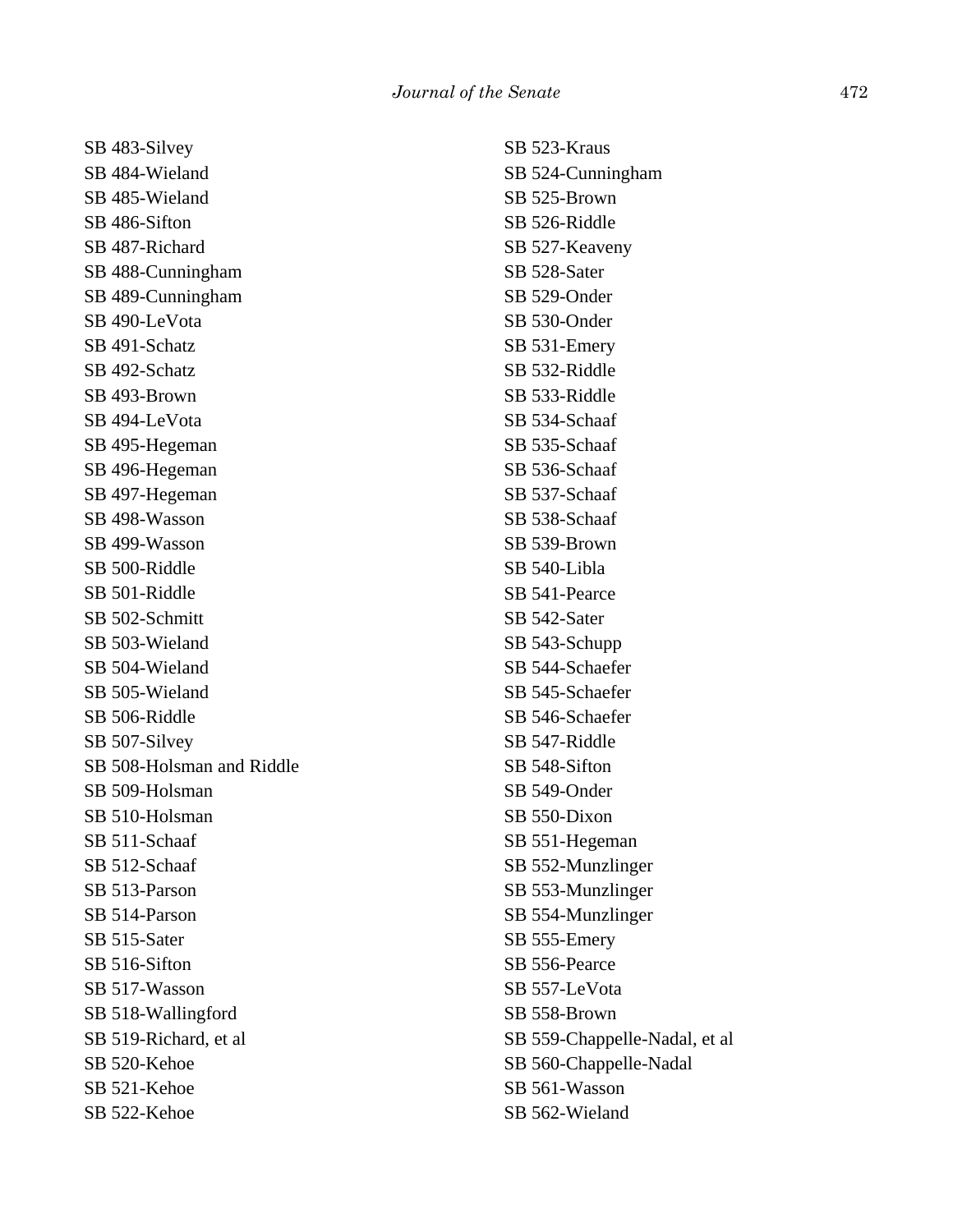SB 483-Silvey
SB 484-Wieland
SB 485-Wieland
SB 486-Sifton
SB 487-Richard
SB 488-Cunningham
SB 489-Cunningham
SB 490-LeVota
SB 491-Schatz
SB 492-Schatz
SB 493-Brown
SB 494-LeVota
SB 495-Hegeman
SB 496-Hegeman
SB 497-Hegeman
SB 498-Wasson
SB 499-Wasson
SB 500-Riddle
SB 501-Riddle
SB 502-Schmitt
SB 503-Wieland
SB 504-Wieland
SB 505-Wieland
SB 506-Riddle
SB 507-Silvey
SB 508-Holsman and Riddle
SB 509-Holsman
SB 510-Holsman
SB 511-Schaaf
SB 512-Schaaf
SB 513-Parson
SB 514-Parson
SB 515-Sater
SB 516-Sifton
SB 517-Wasson
SB 518-Wallingford
SB 519-Richard, et al
SB 520-Kehoe
SB 521-Kehoe
SB 522-Kehoe
SB 523-Kraus
SB 524-Cunningham
SB 525-Brown
SB 526-Riddle
SB 527-Keaveny
SB 528-Sater
SB 529-Onder
SB 530-Onder
SB 531-Emery
SB 532-Riddle
SB 533-Riddle
SB 534-Schaaf
SB 535-Schaaf
SB 536-Schaaf
SB 537-Schaaf
SB 538-Schaaf
SB 539-Brown
SB 540-Libla
SB 541-Pearce
SB 542-Sater
SB 543-Schupp
SB 544-Schaefer
SB 545-Schaefer
SB 546-Schaefer
SB 547-Riddle
SB 548-Sifton
SB 549-Onder
SB 550-Dixon
SB 551-Hegeman
SB 552-Munzlinger
SB 553-Munzlinger
SB 554-Munzlinger
SB 555-Emery
SB 556-Pearce
SB 557-LeVota
SB 558-Brown
SB 559-Chappelle-Nadal, et al
SB 560-Chappelle-Nadal
SB 561-Wasson
SB 562-Wieland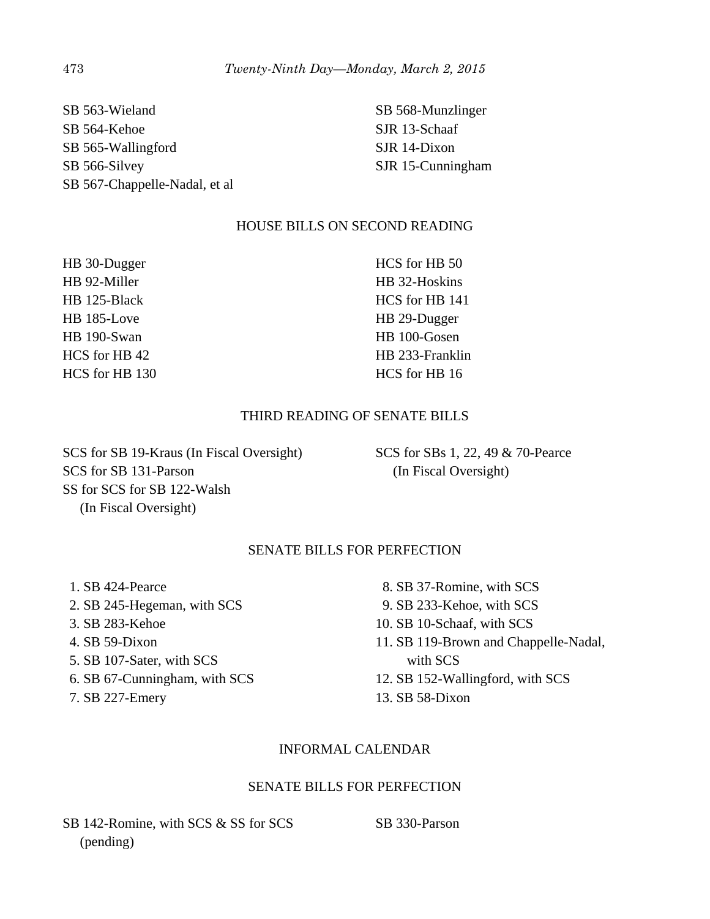SB 563-Wieland
SB 564-Kehoe
SB 565-Wallingford
SB 566-Silvey
SB 567-Chappelle-Nadal, et al
SB 568-Munzlinger
SJR 13-Schaaf
SJR 14-Dixon
SJR 15-Cunningham

## HOUSE BILLS ON SECOND READING

HB 30-Dugger
HB 92-Miller
HB 125-Black
HB 185-Love
HB 190-Swan
HCS for HB 42
HCS for HB 130
HCS for HB 50
HB 32-Hoskins
HCS for HB 141
HB 29-Dugger
HB 100-Gosen
HB 233-Franklin
HCS for HB 16

## THIRD READING OF SENATE BILLS

SCS for SB 19-Kraus (In Fiscal Oversight)
SCS for SB 131-Parson
SS for SCS for SB 122-Walsh (In Fiscal Oversight)
SCS for SBs 1, 22, 49 & 70-Pearce (In Fiscal Oversight)

## SENATE BILLS FOR PERFECTION

1. SB 424-Pearce
2. SB 245-Hegeman, with SCS
3. SB 283-Kehoe
4. SB 59-Dixon
5. SB 107-Sater, with SCS
6. SB 67-Cunningham, with SCS
7. SB 227-Emery
8. SB 37-Romine, with SCS
9. SB 233-Kehoe, with SCS
10. SB 10-Schaaf, with SCS
11. SB 119-Brown and Chappelle-Nadal, with SCS
12. SB 152-Wallingford, with SCS
13. SB 58-Dixon

## INFORMAL CALENDAR

## SENATE BILLS FOR PERFECTION

SB 142-Romine, with SCS & SS for SCS (pending)
SB 330-Parson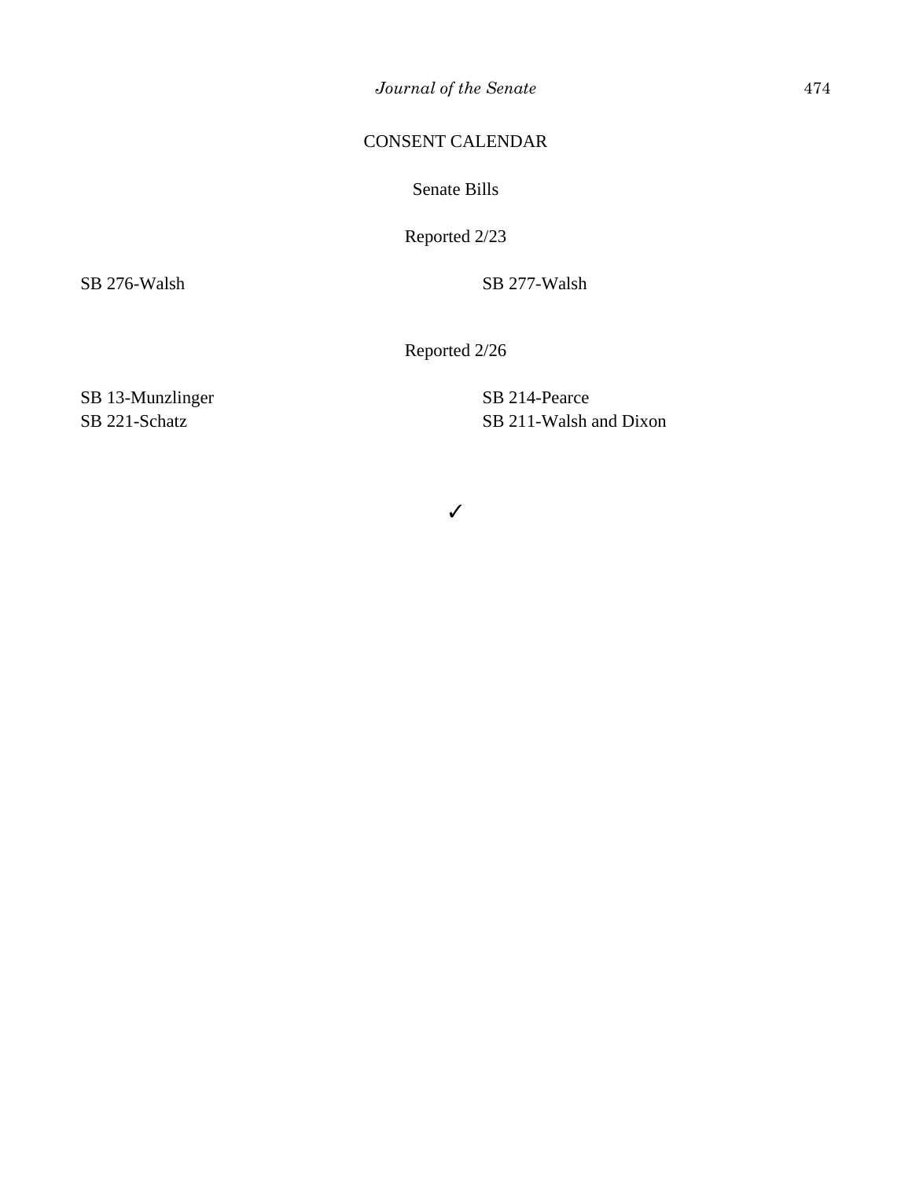## CONSENT CALENDAR

### Senate Bills

Reported 2/23

SB 276-Walsh

SB 277-Walsh

Reported 2/26

SB 13-Munzlinger

SB 221-Schatz

SB 214-Pearce

SB 211-Walsh and Dixon

✓